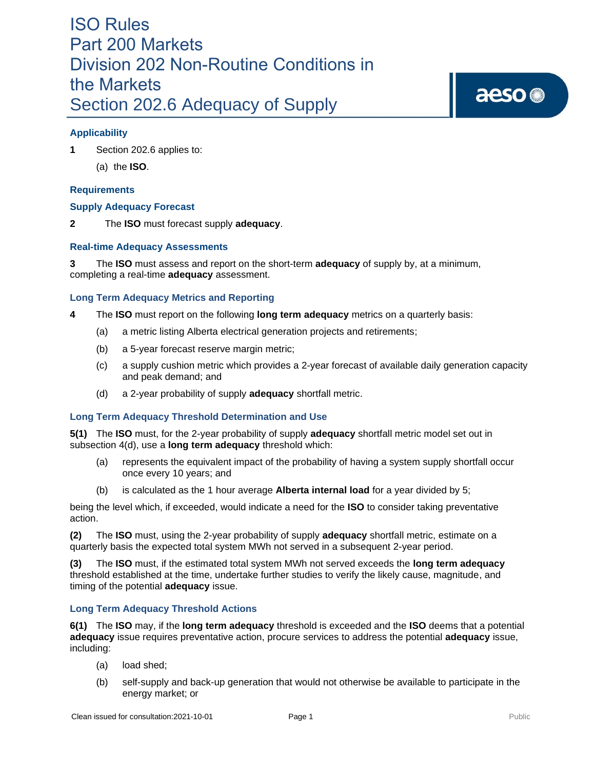# ISO Rules
# Part 200 Markets
# Division 202 Non-Routine Conditions in the Markets
# Section 202.6 Adequacy of Supply

## Applicability

**1** Section 202.6 applies to:

(a) the **ISO**.

## Requirements

### Supply Adequacy Forecast

**2** The **ISO** must forecast supply **adequacy**.

### Real-time Adequacy Assessments

**3** The **ISO** must assess and report on the short-term **adequacy** of supply by, at a minimum, completing a real-time **adequacy** assessment.

### Long Term Adequacy Metrics and Reporting

**4** The **ISO** must report on the following **long term adequacy** metrics on a quarterly basis:

(a) a metric listing Alberta electrical generation projects and retirements;

(b) a 5-year forecast reserve margin metric;

(c) a supply cushion metric which provides a 2-year forecast of available daily generation capacity and peak demand; and

(d) a 2-year probability of supply **adequacy** shortfall metric.

### Long Term Adequacy Threshold Determination and Use

**5(1)** The **ISO** must, for the 2-year probability of supply **adequacy** shortfall metric model set out in subsection 4(d), use a **long term adequacy** threshold which:

(a) represents the equivalent impact of the probability of having a system supply shortfall occur once every 10 years; and

(b) is calculated as the 1 hour average **Alberta internal load** for a year divided by 5;

being the level which, if exceeded, would indicate a need for the **ISO** to consider taking preventative action.

**(2)** The **ISO** must, using the 2-year probability of supply **adequacy** shortfall metric, estimate on a quarterly basis the expected total system MWh not served in a subsequent 2-year period.

**(3)** The **ISO** must, if the estimated total system MWh not served exceeds the **long term adequacy** threshold established at the time, undertake further studies to verify the likely cause, magnitude, and timing of the potential **adequacy** issue.

### Long Term Adequacy Threshold Actions

**6(1)** The **ISO** may, if the **long term adequacy** threshold is exceeded and the **ISO** deems that a potential **adequacy** issue requires preventative action, procure services to address the potential **adequacy** issue, including:

(a) load shed;

(b) self-supply and back-up generation that would not otherwise be available to participate in the energy market; or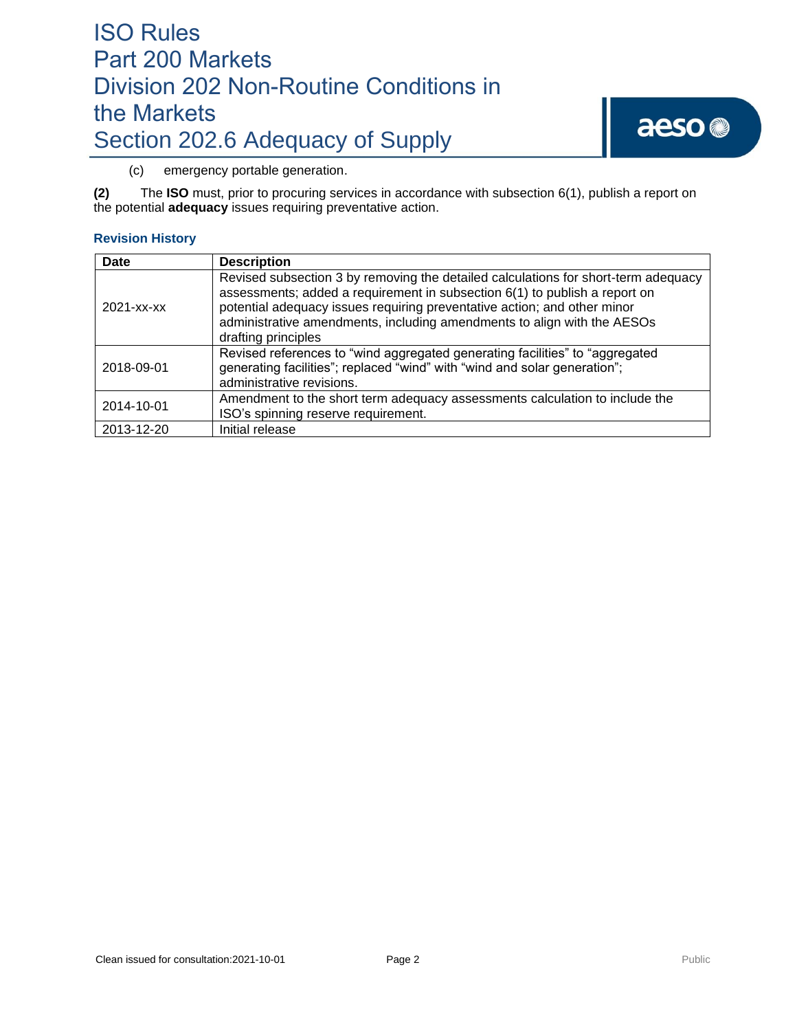(c) emergency portable generation.

**(2)** The **ISO** must, prior to procuring services in accordance with subsection 6(1), publish a report on the potential **adequacy** issues requiring preventative action.

### Revision History

| Date | Description |
|---|---|
| 2021-xx-xx | Revised subsection 3 by removing the detailed calculations for short-term adequacy assessments; added a requirement in subsection 6(1) to publish a report on potential adequacy issues requiring preventative action; and other minor administrative amendments, including amendments to align with the AESOs drafting principles |
| 2018-09-01 | Revised references to "wind aggregated generating facilities" to "aggregated generating facilities"; replaced "wind" with "wind and solar generation"; administrative revisions. |
| 2014-10-01 | Amendment to the short term adequacy assessments calculation to include the ISO's spinning reserve requirement. |
| 2013-12-20 | Initial release |